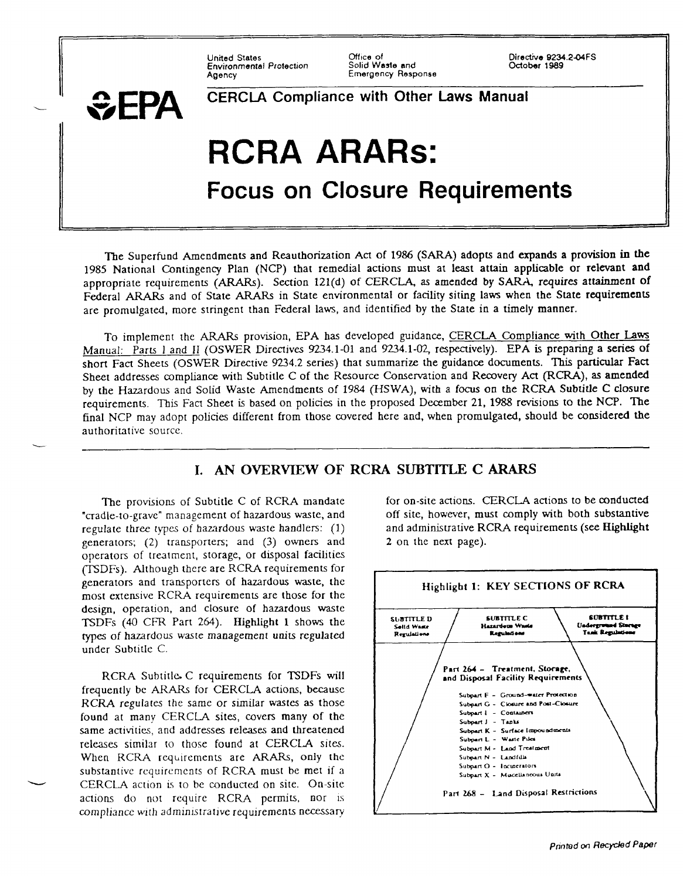United States Environmental Protection Agency

Office of Solid Waste and Emergency Response

Directive 9234.2-04FS
October 1989

**EPA** CERCLA Compliance with Other Laws Manual

# RCRA ARARs:

## Focus on Closure Requirements

The Superfund Amendments and Reauthorization Act of 1986 (SARA) adopts and expands a provision in the 1985 National Contingency Plan (NCP) that remedial actions must at least attain applicable or relevant and appropriate requirements (ARARs). Section 121(d) of CERCLA, as amended by SARA, requires attainment of Federal ARARs and of State ARARs in State environmental or facility siting laws when the State requirements are promulgated, more stringent than Federal laws, and identified by the State in a timely manner.

To implement the ARARs provision, EPA has developed guidance, CERCLA Compliance with Other Laws Manual: Parts I and II (OSWER Directives 9234.1-01 and 9234.1-02, respectively). EPA is preparing a series of short Fact Sheets (OSWER Directive 9234.2 series) that summarize the guidance documents. This particular Fact Sheet addresses compliance with Subtitle C of the Resource Conservation and Recovery Act (RCRA), as amended by the Hazardous and Solid Waste Amendments of 1984 (HSWA), with a focus on the RCRA Subtitle C closure requirements. This Fact Sheet is based on policies in the proposed December 21, 1988 revisions to the NCP. The final NCP may adopt policies different from those covered here and, when promulgated, should be considered the authoritative source.

## I. AN OVERVIEW OF RCRA SUBTITLE C ARARS

The provisions of Subtitle C of RCRA mandate "cradle-to-grave" management of hazardous waste, and regulate three types of hazardous waste handlers: (1) generators; (2) transporters; and (3) owners and operators of treatment, storage, or disposal facilities (TSDFs). Although there are RCRA requirements for generators and transporters of hazardous waste, the most extensive RCRA requirements are those for the design, operation, and closure of hazardous waste TSDFs (40 CFR Part 264). **Highlight 1** shows the types of hazardous waste management units regulated under Subtitle C.

RCRA Subtitle C requirements for TSDFs will frequently be ARARs for CERCLA actions, because RCRA regulates the same or similar wastes as those found at many CERCLA sites, covers many of the same activities, and addresses releases and threatened releases similar to those found at CERCLA sites. When RCRA requirements are ARARs, only the substantive requirements of RCRA must be met if a CERCLA action is to be conducted on site. On-site actions do not require RCRA permits, nor is compliance with administrative requirements necessary for on-site actions. CERCLA actions to be conducted off site, however, must comply with both substantive and administrative RCRA requirements (see **Highlight 2** on the next page).

**Highlight 1: KEY SECTIONS OF RCRA**

| SUBTITLE D Solid Waste Regulations | SUBTITLE C Hazardous Waste Regulations | SUBTITLE I Underground Storage Tank Regulations |
|---|---|---|

Part 264 – Treatment, Storage, and Disposal Facility Requirements

- Subpart F – Ground-water Protection
- Subpart G – Closure and Post-Closure
- Subpart I – Containers
- Subpart J – Tanks
- Subpart K – Surface Impoundments
- Subpart L – Waste Piles
- Subpart M – Land Treatment
- Subpart N – Landfills
- Subpart O – Incinerators
- Subpart X – Miscellaneous Units

Part 268 – Land Disposal Restrictions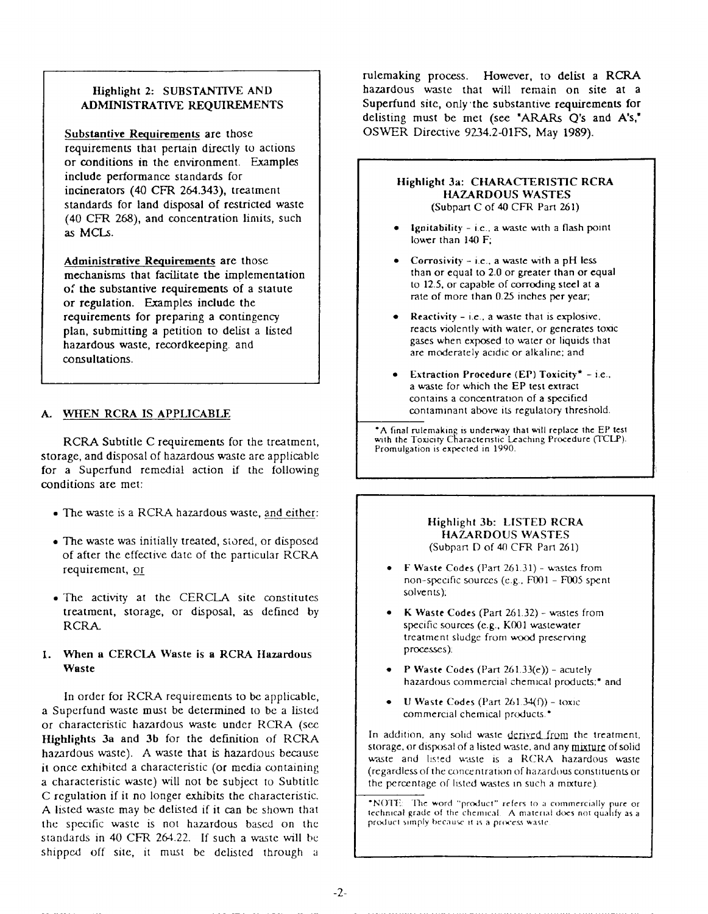### Highlight 2: SUBSTANTIVE AND ADMINISTRATIVE REQUIREMENTS

<u>Substantive Requirements</u> are those requirements that pertain directly to actions or conditions in the environment. Examples include performance standards for incinerators (40 CFR 264.343), treatment standards for land disposal of restricted waste (40 CFR 268), and concentration limits, such as MCLs.

<u>Administrative Requirements</u> are those mechanisms that facilitate the implementation of the substantive requirements of a statute or regulation. Examples include the requirements for preparing a contingency plan, submitting a petition to delist a listed hazardous waste, recordkeeping, and consultations.

## A. WHEN RCRA IS APPLICABLE

RCRA Subtitle C requirements for the treatment, storage, and disposal of hazardous waste are applicable for a Superfund remedial action if the following conditions are met:

- The waste is a RCRA hazardous waste, <u>and either</u>:
- The waste was initially treated, stored, or disposed of after the effective date of the particular RCRA requirement, <u>or</u>
- The activity at the CERCLA site constitutes treatment, storage, or disposal, as defined by RCRA.

### 1. When a CERCLA Waste is a RCRA Hazardous Waste

In order for RCRA requirements to be applicable, a Superfund waste must be determined to be a listed or characteristic hazardous waste under RCRA (see **Highlights 3a and 3b** for the definition of RCRA hazardous waste). A waste that is hazardous because it once exhibited a characteristic (or media containing a characteristic waste) will not be subject to Subtitle C regulation if it no longer exhibits the characteristic. A listed waste may be delisted if it can be shown that the specific waste is not hazardous based on the standards in 40 CFR 264.22. If such a waste will be shipped off site, it must be delisted through a rulemaking process. However, to delist a RCRA hazardous waste that will remain on site at a Superfund site, only the substantive requirements for delisting must be met (see "ARARs Q's and A's," OSWER Directive 9234.2-01FS, May 1989).

### Highlight 3a: CHARACTERISTIC RCRA HAZARDOUS WASTES
(Subpart C of 40 CFR Part 261)

- **Ignitability** - i.e., a waste with a flash point lower than 140 F;
- **Corrosivity** - i.e., a waste with a pH less than or equal to 2.0 or greater than or equal to 12.5, or capable of corroding steel at a rate of more than 0.25 inches per year;
- **Reactivity** - i.e., a waste that is explosive, reacts violently with water, or generates toxic gases when exposed to water or liquids that are moderately acidic or alkaline; and
- **Extraction Procedure (EP) Toxicity*** - i.e., a waste for which the EP test extract contains a concentration of a specified contaminant above its regulatory threshold.

*A final rulemaking is underway that will replace the EP test with the Toxicity Characteristic Leaching Procedure (TCLP). Promulgation is expected in 1990.

### Highlight 3b: LISTED RCRA HAZARDOUS WASTES
(Subpart D of 40 CFR Part 261)

- **F Waste Codes** (Part 261.31) - wastes from non-specific sources (e.g., F001 - F005 spent solvents);
- **K Waste Codes** (Part 261.32) - wastes from specific sources (e.g., K001 wastewater treatment sludge from wood preserving processes);
- **P Waste Codes** (Part 261.33(e)) - acutely hazardous commercial chemical products;* and
- **U Waste Codes** (Part 261.34(f)) - toxic commercial chemical products.*

In addition, any solid waste <u>derived from</u> the treatment, storage, or disposal of a listed waste, and any <u>mixture</u> of solid waste and listed waste is a RCRA hazardous waste (regardless of the concentration of hazardous constituents or the percentage of listed wastes in such a mixture).

*NOTE: The word "product" refers to a commercially pure or technical grade of the chemical. A material does not qualify as a product simply because it is a process waste.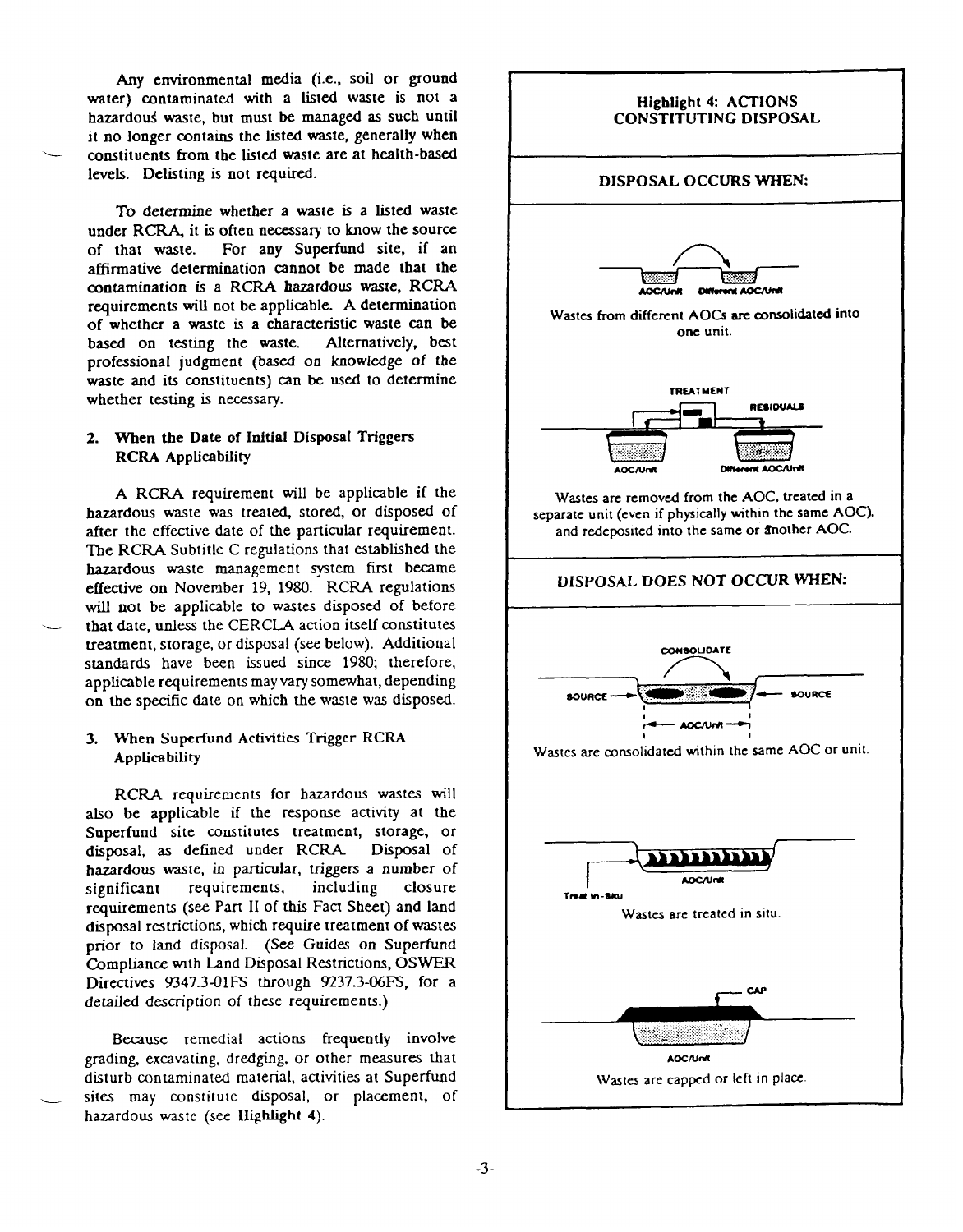Any environmental media (i.e., soil or ground water) contaminated with a listed waste is not a hazardous waste, but must be managed as such until it no longer contains the listed waste, generally when constituents from the listed waste are at health-based levels. Delisting is not required.

To determine whether a waste is a listed waste under RCRA, it is often necessary to know the source of that waste. For any Superfund site, if an affirmative determination cannot be made that the contamination is a RCRA hazardous waste, RCRA requirements will not be applicable. A determination of whether a waste is a characteristic waste can be based on testing the waste. Alternatively, best professional judgment (based on knowledge of the waste and its constituents) can be used to determine whether testing is necessary.

**2. When the Date of Initial Disposal Triggers RCRA Applicability**

A RCRA requirement will be applicable if the hazardous waste was treated, stored, or disposed of after the effective date of the particular requirement. The RCRA Subtitle C regulations that established the hazardous waste management system first became effective on November 19, 1980. RCRA regulations will not be applicable to wastes disposed of before that date, unless the CERCLA action itself constitutes treatment, storage, or disposal (see below). Additional standards have been issued since 1980; therefore, applicable requirements may vary somewhat, depending on the specific date on which the waste was disposed.

**3. When Superfund Activities Trigger RCRA Applicability**

RCRA requirements for hazardous wastes will also be applicable if the response activity at the Superfund site constitutes treatment, storage, or disposal, as defined under RCRA. Disposal of hazardous waste, in particular, triggers a number of significant requirements, including closure requirements (see Part II of this Fact Sheet) and land disposal restrictions, which require treatment of wastes prior to land disposal. (See Guides on Superfund Compliance with Land Disposal Restrictions, OSWER Directives 9347.3-01FS through 9237.3-06FS, for a detailed description of these requirements.)

Because remedial actions frequently involve grading, excavating, dredging, or other measures that disturb contaminated material, activities at Superfund sites may constitute disposal, or placement, of hazardous waste (see **Highlight 4**).

**Highlight 4: ACTIONS CONSTITUTING DISPOSAL**

**DISPOSAL OCCURS WHEN:**

AOC/Unit — Different AOC/Unit

Wastes from different AOCs are consolidated into one unit.

TREATMENT — RESIDUALS — AOC/Unit — Different AOC/Unit

Wastes are removed from the AOC, treated in a separate unit (even if physically within the same AOC), and redeposited into the same or another AOC.

**DISPOSAL DOES NOT OCCUR WHEN:**

CONSOLIDATE — SOURCE — SOURCE — AOC/Unit

Wastes are consolidated within the same AOC or unit.

AOC/Unit — Treat In-Situ

Wastes are treated in situ.

CAP — AOC/Unit

Wastes are capped or left in place.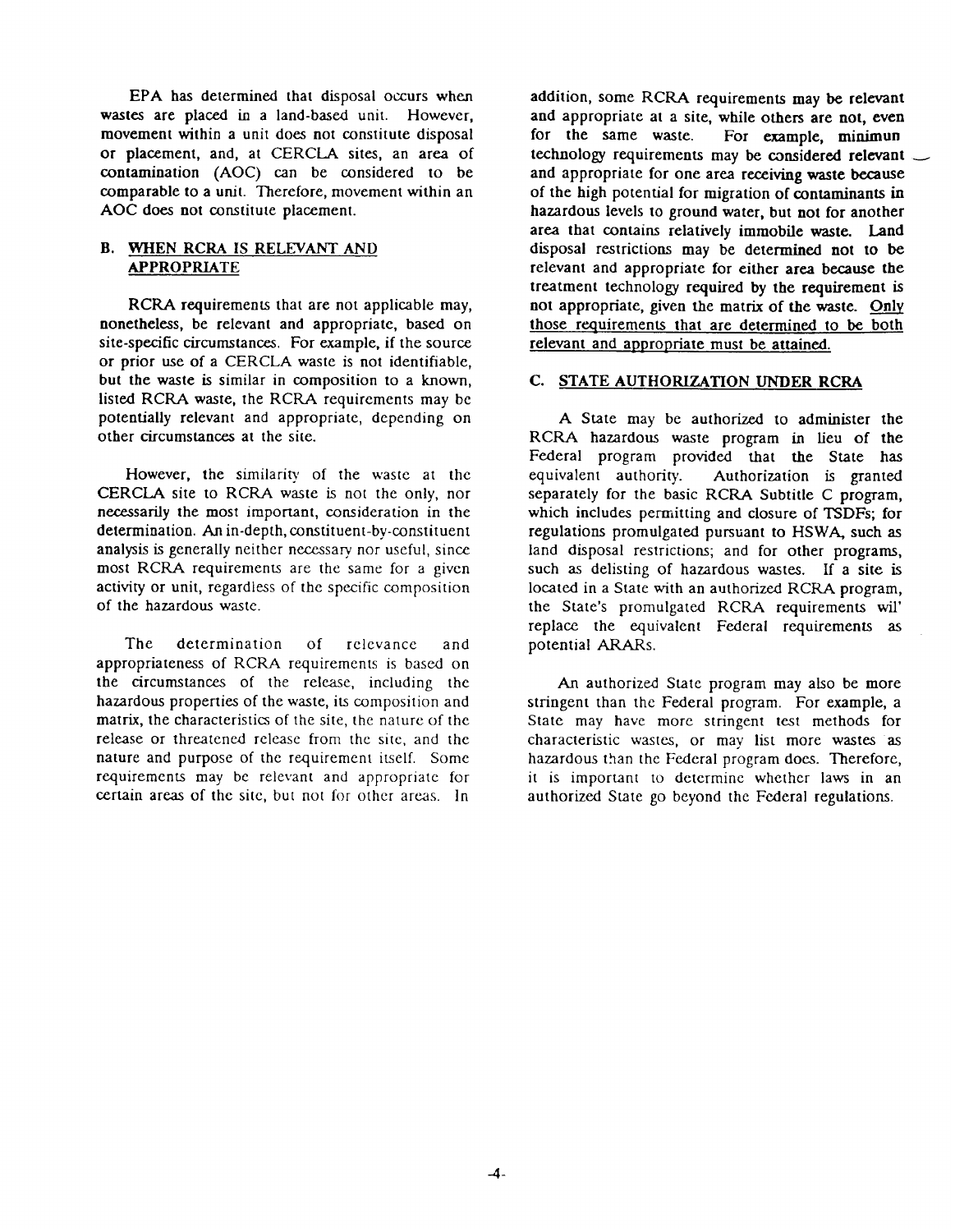EPA has determined that disposal occurs when wastes are placed in a land-based unit. However, movement within a unit does not constitute disposal or placement, and, at CERCLA sites, an area of contamination (AOC) can be considered to be comparable to a unit. Therefore, movement within an AOC does not constitute placement.

## B. WHEN RCRA IS RELEVANT AND APPROPRIATE

RCRA requirements that are not applicable may, nonetheless, be relevant and appropriate, based on site-specific circumstances. For example, if the source or prior use of a CERCLA waste is not identifiable, but the waste is similar in composition to a known, listed RCRA waste, the RCRA requirements may be potentially relevant and appropriate, depending on other circumstances at the site.

However, the similarity of the waste at the CERCLA site to RCRA waste is not the only, nor necessarily the most important, consideration in the determination. An in-depth, constituent-by-constituent analysis is generally neither necessary nor useful, since most RCRA requirements are the same for a given activity or unit, regardless of the specific composition of the hazardous waste.

The determination of relevance and appropriateness of RCRA requirements is based on the circumstances of the release, including the hazardous properties of the waste, its composition and matrix, the characteristics of the site, the nature of the release or threatened release from the site, and the nature and purpose of the requirement itself. Some requirements may be relevant and appropriate for certain areas of the site, but not for other areas. In addition, some RCRA requirements may be relevant and appropriate at a site, while others are not, even for the same waste. For example, minimun technology requirements may be considered relevant and appropriate for one area receiving waste because of the high potential for migration of contaminants in hazardous levels to ground water, but not for another area that contains relatively immobile waste. Land disposal restrictions may be determined not to be relevant and appropriate for either area because the treatment technology required by the requirement is not appropriate, given the matrix of the waste. Only those requirements that are determined to be both relevant and appropriate must be attained.

## C. STATE AUTHORIZATION UNDER RCRA

A State may be authorized to administer the RCRA hazardous waste program in lieu of the Federal program provided that the State has equivalent authority. Authorization is granted separately for the basic RCRA Subtitle C program, which includes permitting and closure of TSDFs; for regulations promulgated pursuant to HSWA, such as land disposal restrictions; and for other programs, such as delisting of hazardous wastes. If a site is located in a State with an authorized RCRA program, the State's promulgated RCRA requirements wil' replace the equivalent Federal requirements as potential ARARs.

An authorized State program may also be more stringent than the Federal program. For example, a State may have more stringent test methods for characteristic wastes, or may list more wastes as hazardous than the Federal program does. Therefore, it is important to determine whether laws in an authorized State go beyond the Federal regulations.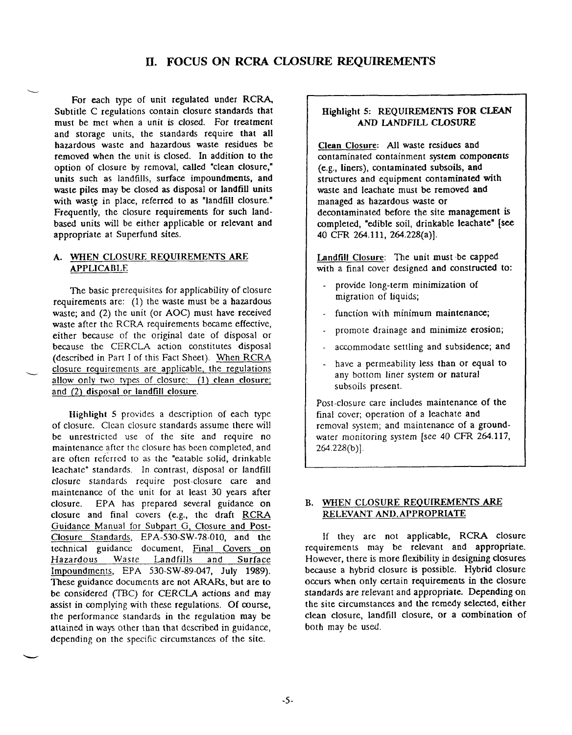# II. FOCUS ON RCRA CLOSURE REQUIREMENTS

For each type of unit regulated under RCRA, Subtitle C regulations contain closure standards that must be met when a unit is closed. For treatment and storage units, the standards require that all hazardous waste and hazardous waste residues be removed when the unit is closed. In addition to the option of closure by removal, called "clean closure," units such as landfills, surface impoundments, and waste piles may be closed as disposal or landfill units with waste in place, referred to as "landfill closure." Frequently, the closure requirements for such land-based units will be either applicable or relevant and appropriate at Superfund sites.

## A. WHEN CLOSURE REQUIREMENTS ARE APPLICABLE

The basic prerequisites for applicability of closure requirements are: (1) the waste must be a hazardous waste; and (2) the unit (or AOC) must have received waste after the RCRA requirements became effective, either because of the original date of disposal or because the CERCLA action constitutes disposal (described in Part I of this Fact Sheet). When RCRA closure requirements are applicable, the regulations allow only two types of closure: (1) clean closure; and (2) disposal or landfill closure.

Highlight 5 provides a description of each type of closure. Clean closure standards assume there will be unrestricted use of the site and require no maintenance after the closure has been completed, and are often referred to as the "eatable solid, drinkable leachate" standards. In contrast, disposal or landfill closure standards require post-closure care and maintenance of the unit for at least 30 years after closure. EPA has prepared several guidance on closure and final covers (e.g., the draft RCRA Guidance Manual for Subpart G, Closure and Post-Closure Standards, EPA-530-SW-78-010, and the technical guidance document, Final Covers on Hazardous Waste Landfills and Surface Impoundments, EPA 530-SW-89-047, July 1989). These guidance documents are not ARARs, but are to be considered (TBC) for CERCLA actions and may assist in complying with these regulations. Of course, the performance standards in the regulation may be attained in ways other than that described in guidance, depending on the specific circumstances of the site.

> **Highlight 5: REQUIREMENTS FOR CLEAN AND LANDFILL CLOSURE**
>
> Clean Closure: All waste residues and contaminated containment system components (e.g., liners), contaminated subsoils, and structures and equipment contaminated with waste and leachate must be removed and managed as hazardous waste or decontaminated before the site management is completed, "edible soil, drinkable leachate" [see 40 CFR 264.111, 264.228(a)].
>
> Landfill Closure: The unit must be capped with a final cover designed and constructed to:
>
> - provide long-term minimization of migration of liquids;
> - function with minimum maintenance;
> - promote drainage and minimize erosion;
> - accommodate settling and subsidence; and
> - have a permeability less than or equal to any bottom liner system or natural subsoils present.
>
> Post-closure care includes maintenance of the final cover; operation of a leachate and removal system; and maintenance of a ground-water monitoring system [see 40 CFR 264.117, 264.228(b)].

## B. WHEN CLOSURE REQUIREMENTS ARE RELEVANT AND APPROPRIATE

If they are not applicable, RCRA closure requirements may be relevant and appropriate. However, there is more flexibility in designing closures because a hybrid closure is possible. Hybrid closure occurs when only certain requirements in the closure standards are relevant and appropriate. Depending on the site circumstances and the remedy selected, either clean closure, landfill closure, or a combination of both may be used.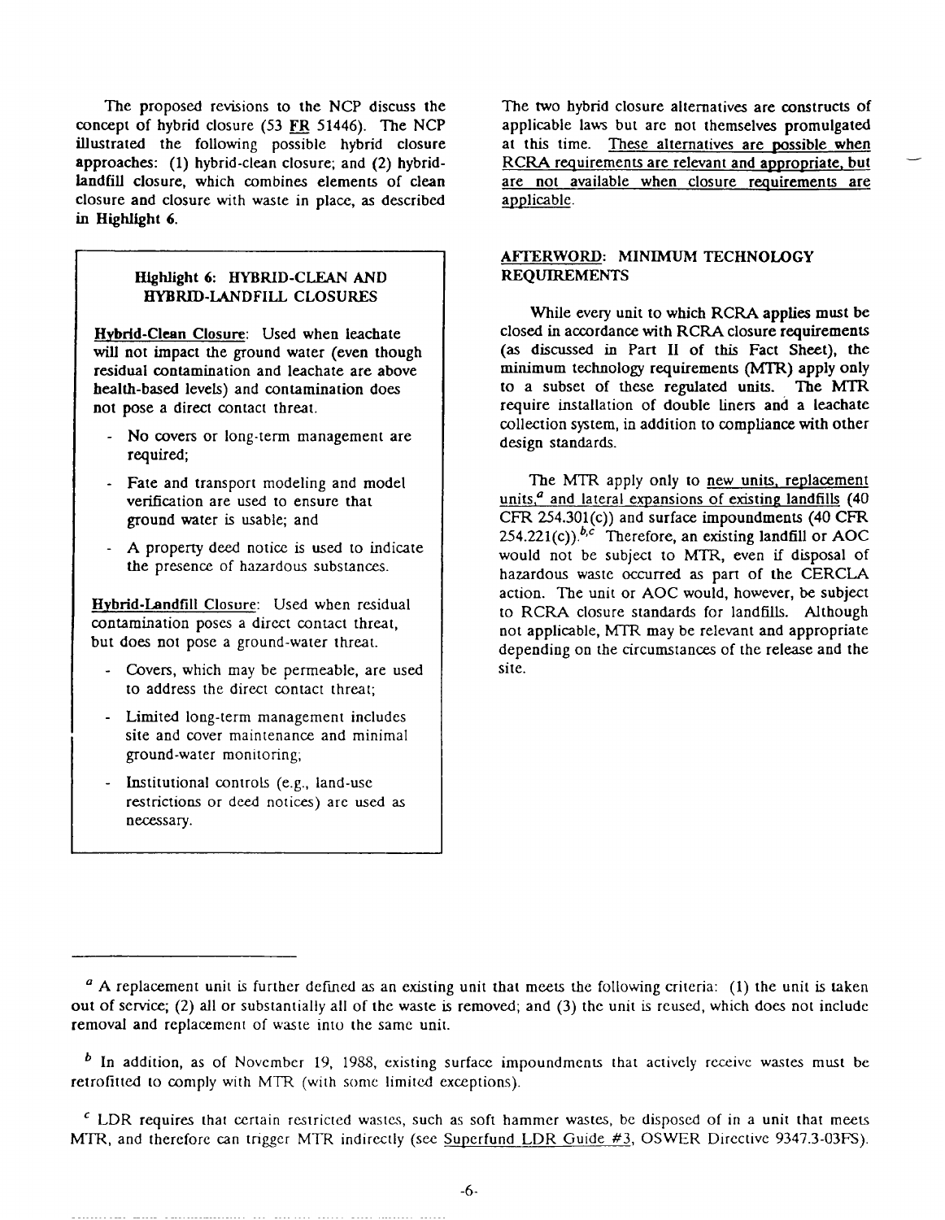The proposed revisions to the NCP discuss the concept of hybrid closure (53 FR 51446). The NCP illustrated the following possible hybrid closure approaches: (1) hybrid-clean closure; and (2) hybrid-landfill closure, which combines elements of clean closure and closure with waste in place, as described in **Highlight 6**.

> **Highlight 6: HYBRID-CLEAN AND HYBRID-LANDFILL CLOSURES**
>
> Hybrid-Clean Closure: Used when leachate will not impact the ground water (even though residual contamination and leachate are above health-based levels) and contamination does not pose a direct contact threat.
>
> - No covers or long-term management are required;
> - Fate and transport modeling and model verification are used to ensure that ground water is usable; and
> - A property deed notice is used to indicate the presence of hazardous substances.
>
> Hybrid-Landfill Closure: Used when residual contamination poses a direct contact threat, but does not pose a ground-water threat.
>
> - Covers, which may be permeable, are used to address the direct contact threat;
> - Limited long-term management includes site and cover maintenance and minimal ground-water monitoring;
> - Institutional controls (e.g., land-use restrictions or deed notices) are used as necessary.

The two hybrid closure alternatives are constructs of applicable laws but are not themselves promulgated at this time. These alternatives are possible when RCRA requirements are relevant and appropriate, but are not available when closure requirements are applicable.

## AFTERWORD: MINIMUM TECHNOLOGY REQUIREMENTS

While every unit to which RCRA applies must be closed in accordance with RCRA closure requirements (as discussed in Part II of this Fact Sheet), the minimum technology requirements (MTR) apply only to a subset of these regulated units. The MTR require installation of double liners and a leachate collection system, in addition to compliance with other design standards.

The MTR apply only to new units, replacement units,[a] and lateral expansions of existing landfills (40 CFR 254.301(c)) and surface impoundments (40 CFR 254.221(c)).[b,c] Therefore, an existing landfill or AOC would not be subject to MTR, even if disposal of hazardous waste occurred as part of the CERCLA action. The unit or AOC would, however, be subject to RCRA closure standards for landfills. Although not applicable, MTR may be relevant and appropriate depending on the circumstances of the release and the site.

---

[a] A replacement unit is further defined as an existing unit that meets the following criteria: (1) the unit is taken out of service; (2) all or substantially all of the waste is removed; and (3) the unit is reused, which does not include removal and replacement of waste into the same unit.

[b] In addition, as of November 19, 1988, existing surface impoundments that actively receive wastes must be retrofitted to comply with MTR (with some limited exceptions).

[c] LDR requires that certain restricted wastes, such as soft hammer wastes, be disposed of in a unit that meets MTR, and therefore can trigger MTR indirectly (see Superfund LDR Guide #3, OSWER Directive 9347.3-03FS).